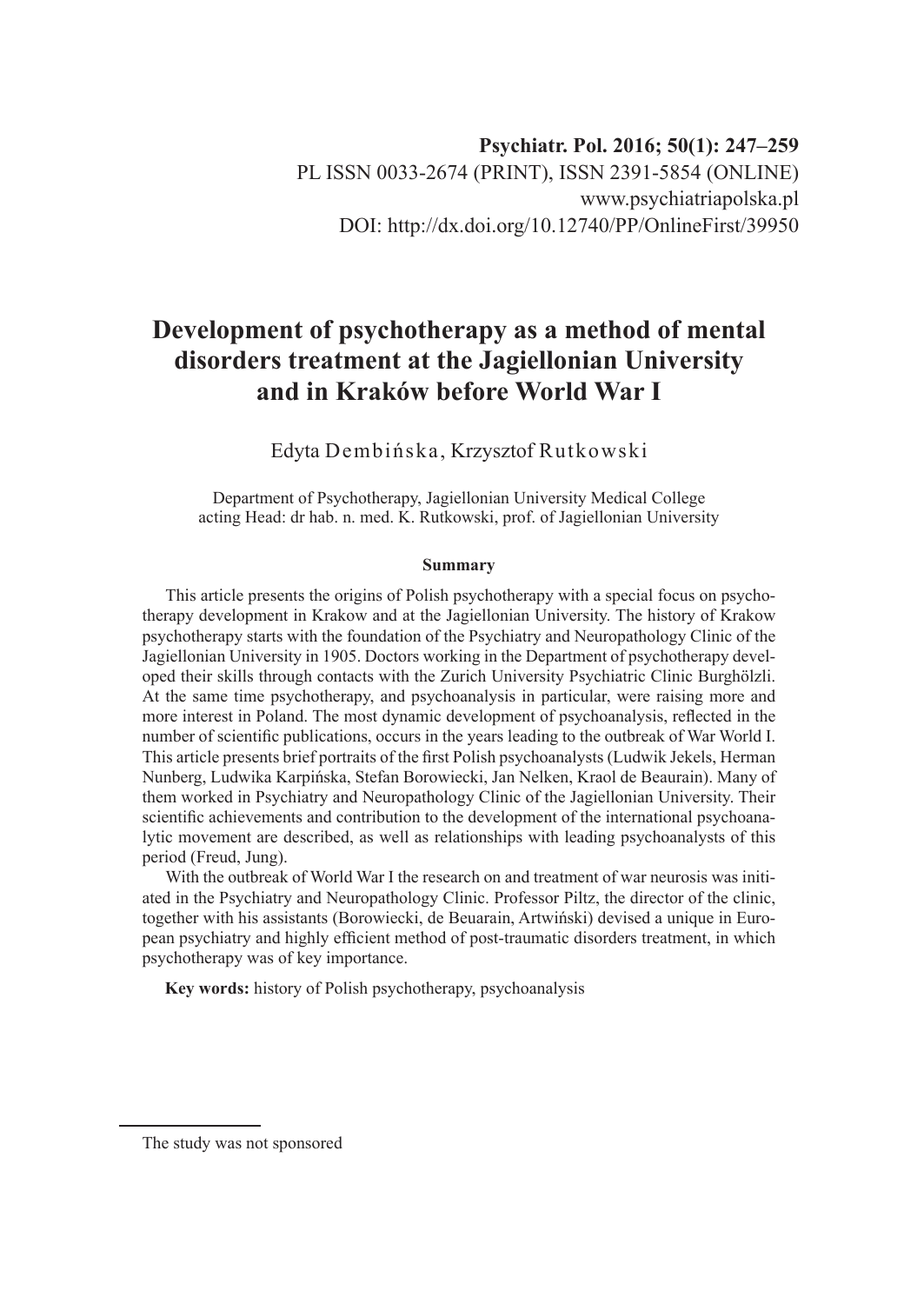Psychiatr. Pol. 2016; 50(1): 247–259
PL ISSN 0033-2674 (PRINT), ISSN 2391-5854 (ONLINE)
www.psychiatriapolska.pl
DOI: http://dx.doi.org/10.12740/PP/OnlineFirst/39950

# Development of psychotherapy as a method of mental disorders treatment at the Jagiellonian University and in Kraków before World War I

Edyta Dembińska, Krzysztof Rutkowski

Department of Psychotherapy, Jagiellonian University Medical College
acting Head: dr hab. n. med. K. Rutkowski, prof. of Jagiellonian University

#### Summary

This article presents the origins of Polish psychotherapy with a special focus on psychotherapy development in Krakow and at the Jagiellonian University. The history of Krakow psychotherapy starts with the foundation of the Psychiatry and Neuropathology Clinic of the Jagiellonian University in 1905. Doctors working in the Department of psychotherapy developed their skills through contacts with the Zurich University Psychiatric Clinic Burghölzli. At the same time psychotherapy, and psychoanalysis in particular, were raising more and more interest in Poland. The most dynamic development of psychoanalysis, reflected in the number of scientific publications, occurs in the years leading to the outbreak of War World I. This article presents brief portraits of the first Polish psychoanalysts (Ludwik Jekels, Herman Nunberg, Ludwika Karpińska, Stefan Borowiecki, Jan Nelken, Kraol de Beaurain). Many of them worked in Psychiatry and Neuropathology Clinic of the Jagiellonian University. Their scientific achievements and contribution to the development of the international psychoanalytic movement are described, as well as relationships with leading psychoanalysts of this period (Freud, Jung).

With the outbreak of World War I the research on and treatment of war neurosis was initiated in the Psychiatry and Neuropathology Clinic. Professor Piltz, the director of the clinic, together with his assistants (Borowiecki, de Beuarain, Artwiński) devised a unique in European psychiatry and highly efficient method of post-traumatic disorders treatment, in which psychotherapy was of key importance.

**Key words:** history of Polish psychotherapy, psychoanalysis

---

The study was not sponsored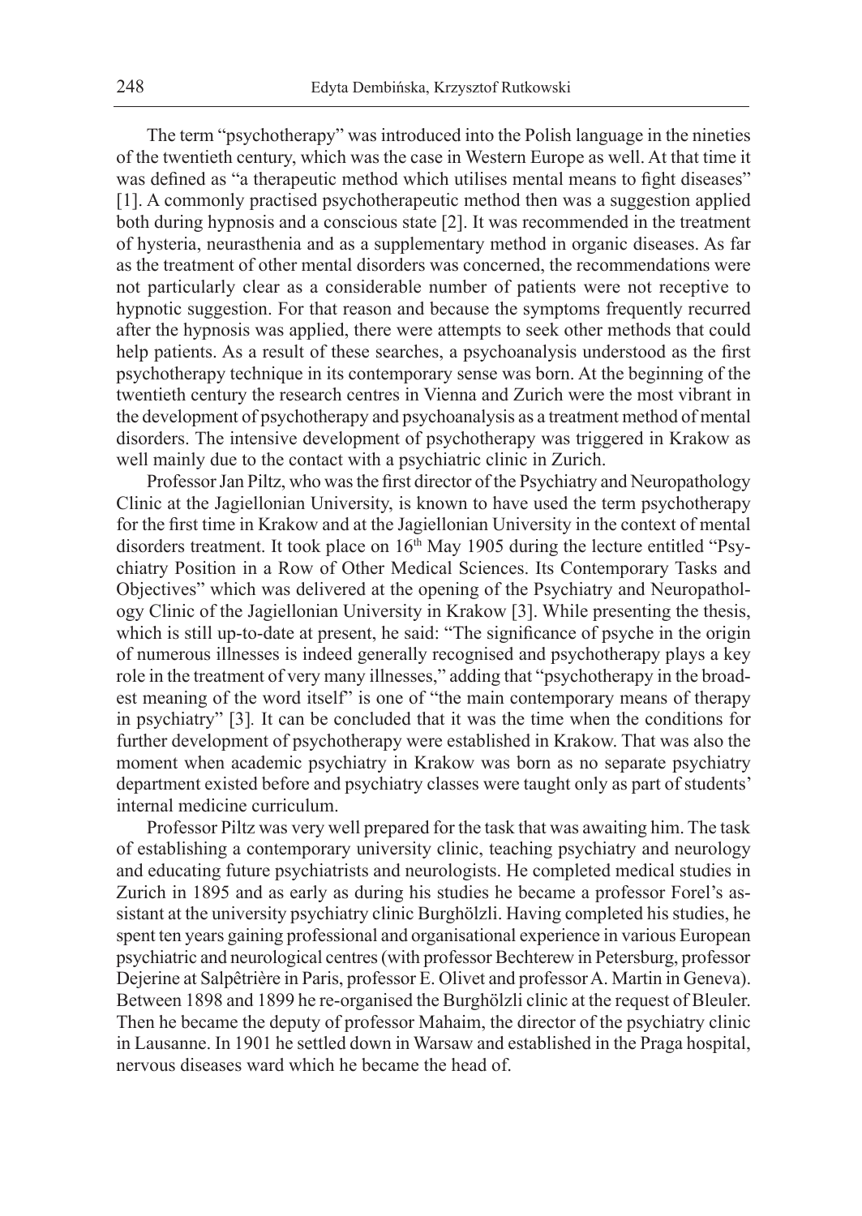The term "psychotherapy" was introduced into the Polish language in the nineties of the twentieth century, which was the case in Western Europe as well. At that time it was defined as "a therapeutic method which utilises mental means to fight diseases" [1]. A commonly practised psychotherapeutic method then was a suggestion applied both during hypnosis and a conscious state [2]. It was recommended in the treatment of hysteria, neurasthenia and as a supplementary method in organic diseases. As far as the treatment of other mental disorders was concerned, the recommendations were not particularly clear as a considerable number of patients were not receptive to hypnotic suggestion. For that reason and because the symptoms frequently recurred after the hypnosis was applied, there were attempts to seek other methods that could help patients. As a result of these searches, a psychoanalysis understood as the first psychotherapy technique in its contemporary sense was born. At the beginning of the twentieth century the research centres in Vienna and Zurich were the most vibrant in the development of psychotherapy and psychoanalysis as a treatment method of mental disorders. The intensive development of psychotherapy was triggered in Krakow as well mainly due to the contact with a psychiatric clinic in Zurich.

Professor Jan Piltz, who was the first director of the Psychiatry and Neuropathology Clinic at the Jagiellonian University, is known to have used the term psychotherapy for the first time in Krakow and at the Jagiellonian University in the context of mental disorders treatment. It took place on 16th May 1905 during the lecture entitled "Psychiatry Position in a Row of Other Medical Sciences. Its Contemporary Tasks and Objectives" which was delivered at the opening of the Psychiatry and Neuropathology Clinic of the Jagiellonian University in Krakow [3]. While presenting the thesis, which is still up-to-date at present, he said: "The significance of psyche in the origin of numerous illnesses is indeed generally recognised and psychotherapy plays a key role in the treatment of very many illnesses," adding that "psychotherapy in the broadest meaning of the word itself" is one of "the main contemporary means of therapy in psychiatry" [3]. It can be concluded that it was the time when the conditions for further development of psychotherapy were established in Krakow. That was also the moment when academic psychiatry in Krakow was born as no separate psychiatry department existed before and psychiatry classes were taught only as part of students' internal medicine curriculum.

Professor Piltz was very well prepared for the task that was awaiting him. The task of establishing a contemporary university clinic, teaching psychiatry and neurology and educating future psychiatrists and neurologists. He completed medical studies in Zurich in 1895 and as early as during his studies he became a professor Forel's assistant at the university psychiatry clinic Burghölzli. Having completed his studies, he spent ten years gaining professional and organisational experience in various European psychiatric and neurological centres (with professor Bechterew in Petersburg, professor Dejerine at Salpêtrière in Paris, professor E. Olivet and professor A. Martin in Geneva). Between 1898 and 1899 he re-organised the Burghölzli clinic at the request of Bleuler. Then he became the deputy of professor Mahaim, the director of the psychiatry clinic in Lausanne. In 1901 he settled down in Warsaw and established in the Praga hospital, nervous diseases ward which he became the head of.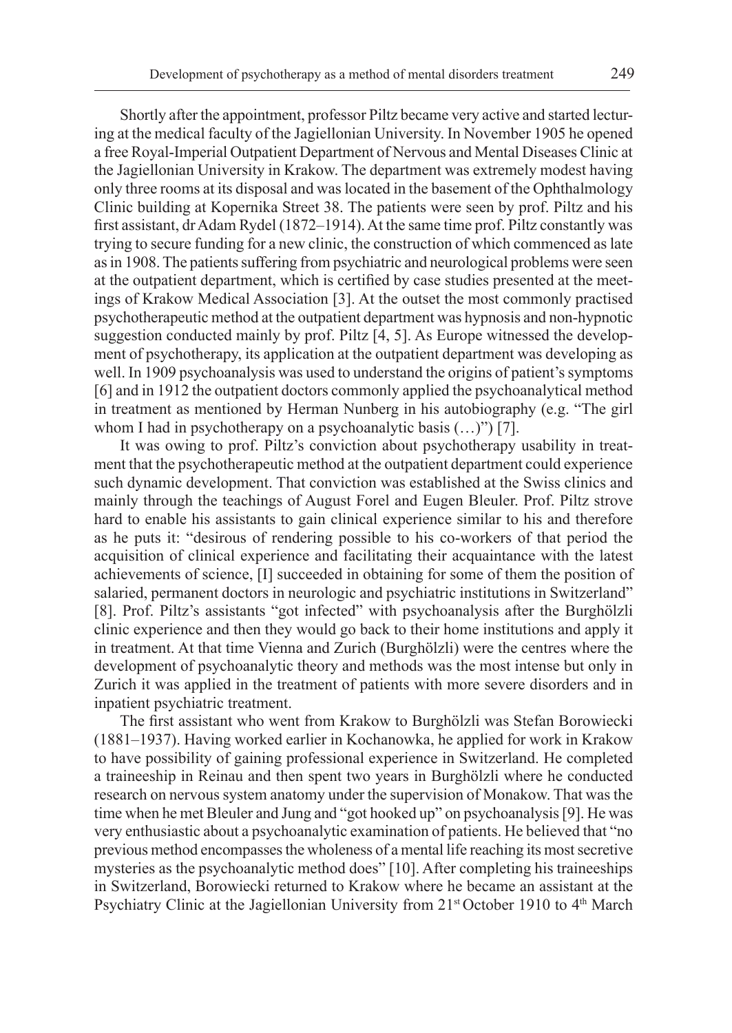Shortly after the appointment, professor Piltz became very active and started lecturing at the medical faculty of the Jagiellonian University. In November 1905 he opened a free Royal-Imperial Outpatient Department of Nervous and Mental Diseases Clinic at the Jagiellonian University in Krakow. The department was extremely modest having only three rooms at its disposal and was located in the basement of the Ophthalmology Clinic building at Kopernika Street 38. The patients were seen by prof. Piltz and his first assistant, dr Adam Rydel (1872–1914). At the same time prof. Piltz constantly was trying to secure funding for a new clinic, the construction of which commenced as late as in 1908. The patients suffering from psychiatric and neurological problems were seen at the outpatient department, which is certified by case studies presented at the meetings of Krakow Medical Association [3]. At the outset the most commonly practised psychotherapeutic method at the outpatient department was hypnosis and non-hypnotic suggestion conducted mainly by prof. Piltz [4, 5]. As Europe witnessed the development of psychotherapy, its application at the outpatient department was developing as well. In 1909 psychoanalysis was used to understand the origins of patient's symptoms [6] and in 1912 the outpatient doctors commonly applied the psychoanalytical method in treatment as mentioned by Herman Nunberg in his autobiography (e.g. "The girl whom I had in psychotherapy on a psychoanalytic basis (…)") [7].

It was owing to prof. Piltz's conviction about psychotherapy usability in treatment that the psychotherapeutic method at the outpatient department could experience such dynamic development. That conviction was established at the Swiss clinics and mainly through the teachings of August Forel and Eugen Bleuler. Prof. Piltz strove hard to enable his assistants to gain clinical experience similar to his and therefore as he puts it: "desirous of rendering possible to his co-workers of that period the acquisition of clinical experience and facilitating their acquaintance with the latest achievements of science, [I] succeeded in obtaining for some of them the position of salaried, permanent doctors in neurologic and psychiatric institutions in Switzerland" [8]. Prof. Piltz's assistants "got infected" with psychoanalysis after the Burghölzli clinic experience and then they would go back to their home institutions and apply it in treatment. At that time Vienna and Zurich (Burghölzli) were the centres where the development of psychoanalytic theory and methods was the most intense but only in Zurich it was applied in the treatment of patients with more severe disorders and in inpatient psychiatric treatment.

The first assistant who went from Krakow to Burghölzli was Stefan Borowiecki (1881–1937). Having worked earlier in Kochanowka, he applied for work in Krakow to have possibility of gaining professional experience in Switzerland. He completed a traineeship in Reinau and then spent two years in Burghölzli where he conducted research on nervous system anatomy under the supervision of Monakow. That was the time when he met Bleuler and Jung and "got hooked up" on psychoanalysis [9]. He was very enthusiastic about a psychoanalytic examination of patients. He believed that "no previous method encompasses the wholeness of a mental life reaching its most secretive mysteries as the psychoanalytic method does" [10]. After completing his traineeships in Switzerland, Borowiecki returned to Krakow where he became an assistant at the Psychiatry Clinic at the Jagiellonian University from 21st October 1910 to 4th March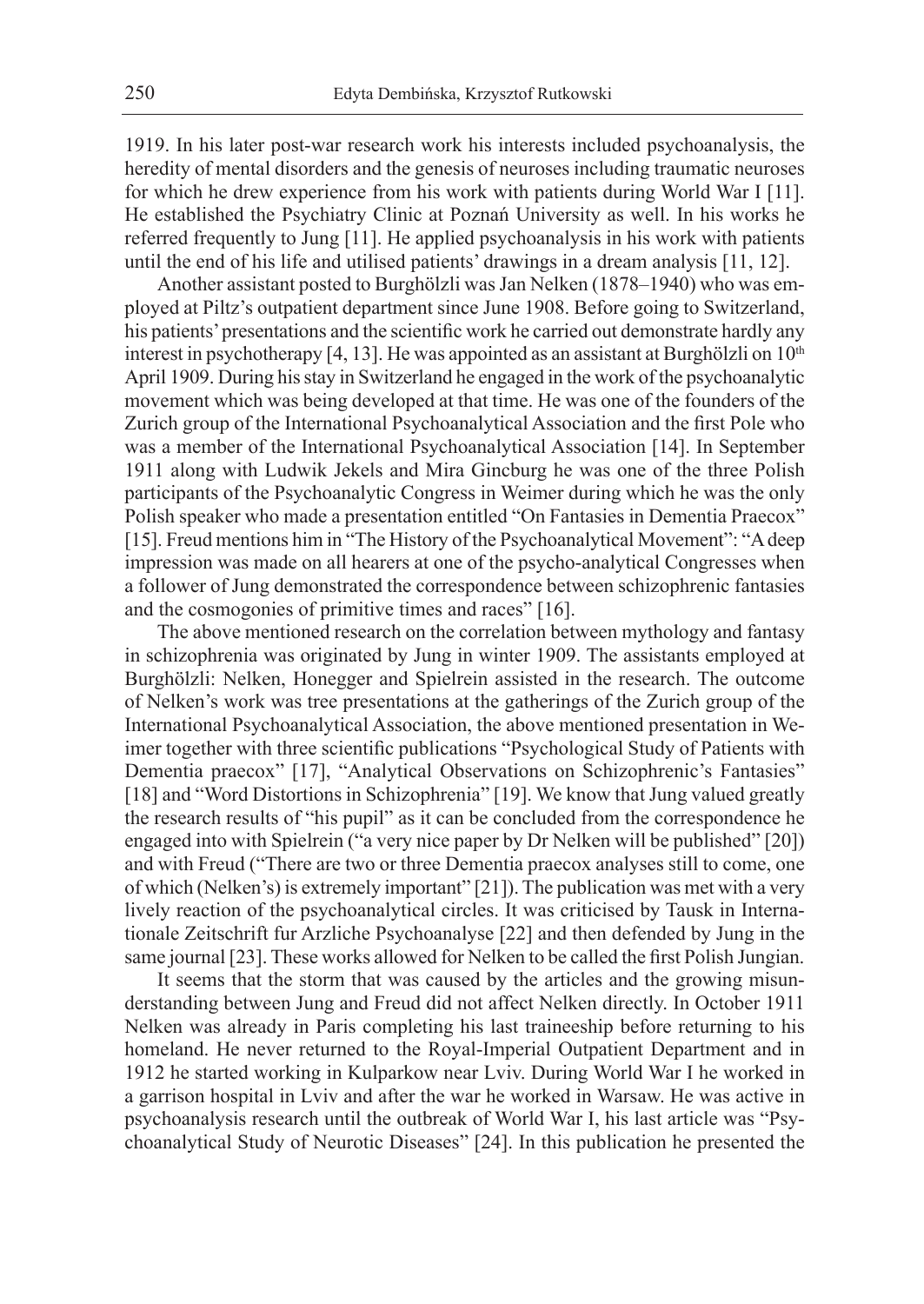1919. In his later post-war research work his interests included psychoanalysis, the heredity of mental disorders and the genesis of neuroses including traumatic neuroses for which he drew experience from his work with patients during World War I [11]. He established the Psychiatry Clinic at Poznań University as well. In his works he referred frequently to Jung [11]. He applied psychoanalysis in his work with patients until the end of his life and utilised patients' drawings in a dream analysis [11, 12].

Another assistant posted to Burghölzli was Jan Nelken (1878–1940) who was employed at Piltz's outpatient department since June 1908. Before going to Switzerland, his patients' presentations and the scientific work he carried out demonstrate hardly any interest in psychotherapy [4, 13]. He was appointed as an assistant at Burghölzli on 10th April 1909. During his stay in Switzerland he engaged in the work of the psychoanalytic movement which was being developed at that time. He was one of the founders of the Zurich group of the International Psychoanalytical Association and the first Pole who was a member of the International Psychoanalytical Association [14]. In September 1911 along with Ludwik Jekels and Mira Gincburg he was one of the three Polish participants of the Psychoanalytic Congress in Weimer during which he was the only Polish speaker who made a presentation entitled "On Fantasies in Dementia Praecox" [15]. Freud mentions him in "The History of the Psychoanalytical Movement": "A deep impression was made on all hearers at one of the psycho-analytical Congresses when a follower of Jung demonstrated the correspondence between schizophrenic fantasies and the cosmogonies of primitive times and races" [16].

The above mentioned research on the correlation between mythology and fantasy in schizophrenia was originated by Jung in winter 1909. The assistants employed at Burghölzli: Nelken, Honegger and Spielrein assisted in the research. The outcome of Nelken's work was tree presentations at the gatherings of the Zurich group of the International Psychoanalytical Association, the above mentioned presentation in Weimer together with three scientific publications "Psychological Study of Patients with Dementia praecox" [17], "Analytical Observations on Schizophrenic's Fantasies" [18] and "Word Distortions in Schizophrenia" [19]. We know that Jung valued greatly the research results of "his pupil" as it can be concluded from the correspondence he engaged into with Spielrein ("a very nice paper by Dr Nelken will be published" [20]) and with Freud ("There are two or three Dementia praecox analyses still to come, one of which (Nelken's) is extremely important" [21]). The publication was met with a very lively reaction of the psychoanalytical circles. It was criticised by Tausk in Internationale Zeitschrift fur Arzliche Psychoanalyse [22] and then defended by Jung in the same journal [23]. These works allowed for Nelken to be called the first Polish Jungian.

It seems that the storm that was caused by the articles and the growing misunderstanding between Jung and Freud did not affect Nelken directly. In October 1911 Nelken was already in Paris completing his last traineeship before returning to his homeland. He never returned to the Royal-Imperial Outpatient Department and in 1912 he started working in Kulparkow near Lviv. During World War I he worked in a garrison hospital in Lviv and after the war he worked in Warsaw. He was active in psychoanalysis research until the outbreak of World War I, his last article was "Psychoanalytical Study of Neurotic Diseases" [24]. In this publication he presented the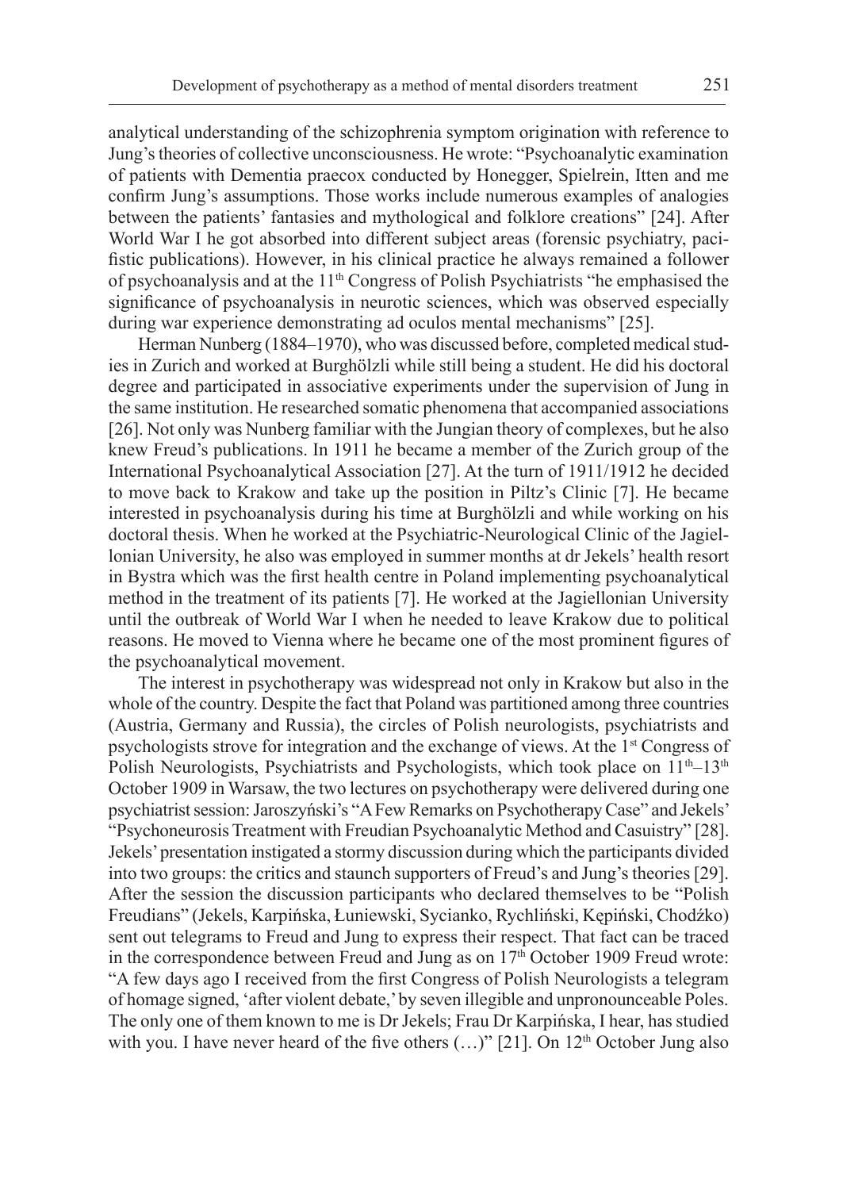analytical understanding of the schizophrenia symptom origination with reference to Jung's theories of collective unconsciousness. He wrote: "Psychoanalytic examination of patients with Dementia praecox conducted by Honegger, Spielrein, Itten and me confirm Jung's assumptions. Those works include numerous examples of analogies between the patients' fantasies and mythological and folklore creations" [24]. After World War I he got absorbed into different subject areas (forensic psychiatry, pacifistic publications). However, in his clinical practice he always remained a follower of psychoanalysis and at the 11th Congress of Polish Psychiatrists "he emphasised the significance of psychoanalysis in neurotic sciences, which was observed especially during war experience demonstrating ad oculos mental mechanisms" [25].

Herman Nunberg (1884–1970), who was discussed before, completed medical studies in Zurich and worked at Burghölzli while still being a student. He did his doctoral degree and participated in associative experiments under the supervision of Jung in the same institution. He researched somatic phenomena that accompanied associations [26]. Not only was Nunberg familiar with the Jungian theory of complexes, but he also knew Freud's publications. In 1911 he became a member of the Zurich group of the International Psychoanalytical Association [27]. At the turn of 1911/1912 he decided to move back to Krakow and take up the position in Piltz's Clinic [7]. He became interested in psychoanalysis during his time at Burghölzli and while working on his doctoral thesis. When he worked at the Psychiatric-Neurological Clinic of the Jagiellonian University, he also was employed in summer months at dr Jekels' health resort in Bystra which was the first health centre in Poland implementing psychoanalytical method in the treatment of its patients [7]. He worked at the Jagiellonian University until the outbreak of World War I when he needed to leave Krakow due to political reasons. He moved to Vienna where he became one of the most prominent figures of the psychoanalytical movement.

The interest in psychotherapy was widespread not only in Krakow but also in the whole of the country. Despite the fact that Poland was partitioned among three countries (Austria, Germany and Russia), the circles of Polish neurologists, psychiatrists and psychologists strove for integration and the exchange of views. At the 1st Congress of Polish Neurologists, Psychiatrists and Psychologists, which took place on 11th–13th October 1909 in Warsaw, the two lectures on psychotherapy were delivered during one psychiatrist session: Jaroszyński's "A Few Remarks on Psychotherapy Case" and Jekels' "Psychoneurosis Treatment with Freudian Psychoanalytic Method and Casuistry" [28]. Jekels' presentation instigated a stormy discussion during which the participants divided into two groups: the critics and staunch supporters of Freud's and Jung's theories [29]. After the session the discussion participants who declared themselves to be "Polish Freudians" (Jekels, Karpińska, Łuniewski, Sycianko, Rychliński, Kępiński, Chodźko) sent out telegrams to Freud and Jung to express their respect. That fact can be traced in the correspondence between Freud and Jung as on 17th October 1909 Freud wrote: "A few days ago I received from the first Congress of Polish Neurologists a telegram of homage signed, 'after violent debate,' by seven illegible and unpronounceable Poles. The only one of them known to me is Dr Jekels; Frau Dr Karpińska, I hear, has studied with you. I have never heard of the five others (…)" [21]. On 12th October Jung also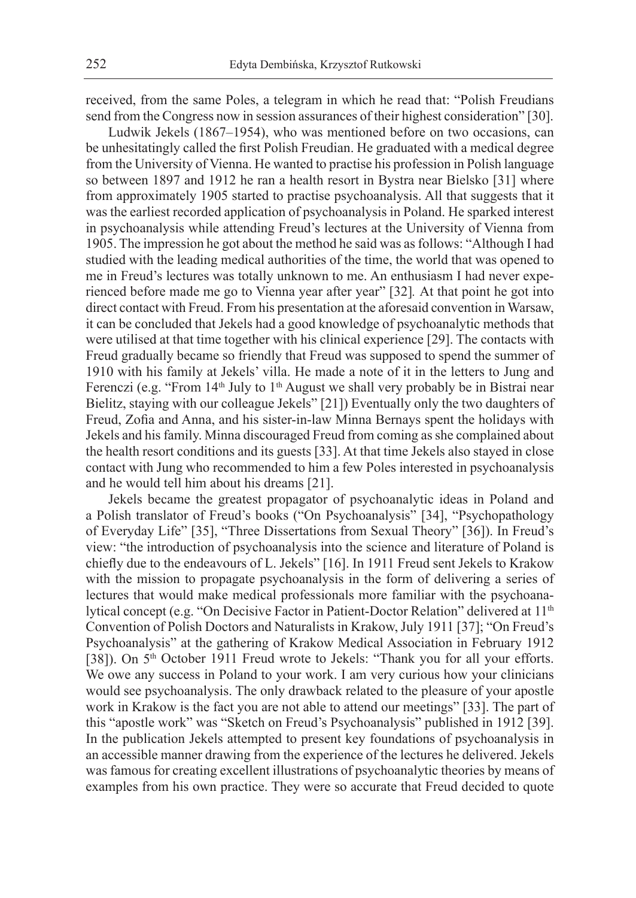received, from the same Poles, a telegram in which he read that: "Polish Freudians send from the Congress now in session assurances of their highest consideration" [30].

Ludwik Jekels (1867–1954), who was mentioned before on two occasions, can be unhesitatingly called the first Polish Freudian. He graduated with a medical degree from the University of Vienna. He wanted to practise his profession in Polish language so between 1897 and 1912 he ran a health resort in Bystra near Bielsko [31] where from approximately 1905 started to practise psychoanalysis. All that suggests that it was the earliest recorded application of psychoanalysis in Poland. He sparked interest in psychoanalysis while attending Freud's lectures at the University of Vienna from 1905. The impression he got about the method he said was as follows: "Although I had studied with the leading medical authorities of the time, the world that was opened to me in Freud's lectures was totally unknown to me. An enthusiasm I had never experienced before made me go to Vienna year after year" [32]*.* At that point he got into direct contact with Freud. From his presentation at the aforesaid convention in Warsaw, it can be concluded that Jekels had a good knowledge of psychoanalytic methods that were utilised at that time together with his clinical experience [29]. The contacts with Freud gradually became so friendly that Freud was supposed to spend the summer of 1910 with his family at Jekels' villa. He made a note of it in the letters to Jung and Ferenczi (e.g. "From 14th July to 1st August we shall very probably be in Bistrai near Bielitz, staying with our colleague Jekels" [21]) Eventually only the two daughters of Freud, Zofia and Anna, and his sister-in-law Minna Bernays spent the holidays with Jekels and his family. Minna discouraged Freud from coming as she complained about the health resort conditions and its guests [33]. At that time Jekels also stayed in close contact with Jung who recommended to him a few Poles interested in psychoanalysis and he would tell him about his dreams [21].

Jekels became the greatest propagator of psychoanalytic ideas in Poland and a Polish translator of Freud's books ("On Psychoanalysis" [34], "Psychopathology of Everyday Life" [35], "Three Dissertations from Sexual Theory" [36]). In Freud's view: "the introduction of psychoanalysis into the science and literature of Poland is chiefly due to the endeavours of L. Jekels" [16]. In 1911 Freud sent Jekels to Krakow with the mission to propagate psychoanalysis in the form of delivering a series of lectures that would make medical professionals more familiar with the psychoanalytical concept (e.g. "On Decisive Factor in Patient-Doctor Relation" delivered at 11th Convention of Polish Doctors and Naturalists in Krakow, July 1911 [37]; "On Freud's Psychoanalysis" at the gathering of Krakow Medical Association in February 1912 [38]). On 5th October 1911 Freud wrote to Jekels: "Thank you for all your efforts. We owe any success in Poland to your work. I am very curious how your clinicians would see psychoanalysis. The only drawback related to the pleasure of your apostle work in Krakow is the fact you are not able to attend our meetings" [33]. The part of this "apostle work" was "Sketch on Freud's Psychoanalysis" published in 1912 [39]. In the publication Jekels attempted to present key foundations of psychoanalysis in an accessible manner drawing from the experience of the lectures he delivered. Jekels was famous for creating excellent illustrations of psychoanalytic theories by means of examples from his own practice. They were so accurate that Freud decided to quote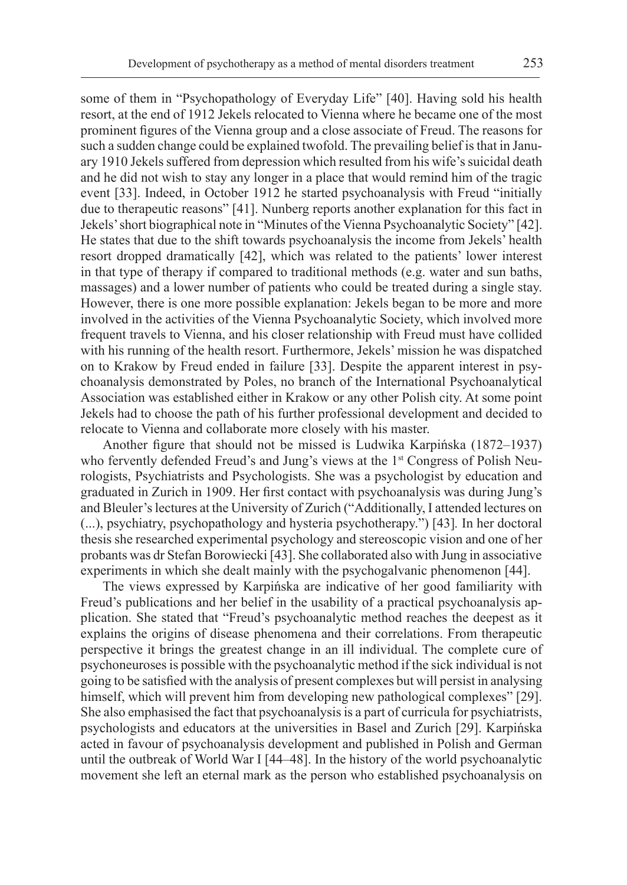some of them in "Psychopathology of Everyday Life" [40]. Having sold his health resort, at the end of 1912 Jekels relocated to Vienna where he became one of the most prominent figures of the Vienna group and a close associate of Freud. The reasons for such a sudden change could be explained twofold. The prevailing belief is that in January 1910 Jekels suffered from depression which resulted from his wife's suicidal death and he did not wish to stay any longer in a place that would remind him of the tragic event [33]. Indeed, in October 1912 he started psychoanalysis with Freud "initially due to therapeutic reasons" [41]. Nunberg reports another explanation for this fact in Jekels' short biographical note in "Minutes of the Vienna Psychoanalytic Society" [42]. He states that due to the shift towards psychoanalysis the income from Jekels' health resort dropped dramatically [42], which was related to the patients' lower interest in that type of therapy if compared to traditional methods (e.g. water and sun baths, massages) and a lower number of patients who could be treated during a single stay. However, there is one more possible explanation: Jekels began to be more and more involved in the activities of the Vienna Psychoanalytic Society, which involved more frequent travels to Vienna, and his closer relationship with Freud must have collided with his running of the health resort. Furthermore, Jekels' mission he was dispatched on to Krakow by Freud ended in failure [33]. Despite the apparent interest in psychoanalysis demonstrated by Poles, no branch of the International Psychoanalytical Association was established either in Krakow or any other Polish city. At some point Jekels had to choose the path of his further professional development and decided to relocate to Vienna and collaborate more closely with his master.

Another figure that should not be missed is Ludwika Karpińska (1872–1937) who fervently defended Freud's and Jung's views at the 1st Congress of Polish Neurologists, Psychiatrists and Psychologists. She was a psychologist by education and graduated in Zurich in 1909. Her first contact with psychoanalysis was during Jung's and Bleuler's lectures at the University of Zurich ("Additionally, I attended lectures on (...), psychiatry, psychopathology and hysteria psychotherapy.") [43]. In her doctoral thesis she researched experimental psychology and stereoscopic vision and one of her probants was dr Stefan Borowiecki [43]. She collaborated also with Jung in associative experiments in which she dealt mainly with the psychogalvanic phenomenon [44].

The views expressed by Karpińska are indicative of her good familiarity with Freud's publications and her belief in the usability of a practical psychoanalysis application. She stated that "Freud's psychoanalytic method reaches the deepest as it explains the origins of disease phenomena and their correlations. From therapeutic perspective it brings the greatest change in an ill individual. The complete cure of psychoneuroses is possible with the psychoanalytic method if the sick individual is not going to be satisfied with the analysis of present complexes but will persist in analysing himself, which will prevent him from developing new pathological complexes" [29]. She also emphasised the fact that psychoanalysis is a part of curricula for psychiatrists, psychologists and educators at the universities in Basel and Zurich [29]. Karpińska acted in favour of psychoanalysis development and published in Polish and German until the outbreak of World War I [44–48]. In the history of the world psychoanalytic movement she left an eternal mark as the person who established psychoanalysis on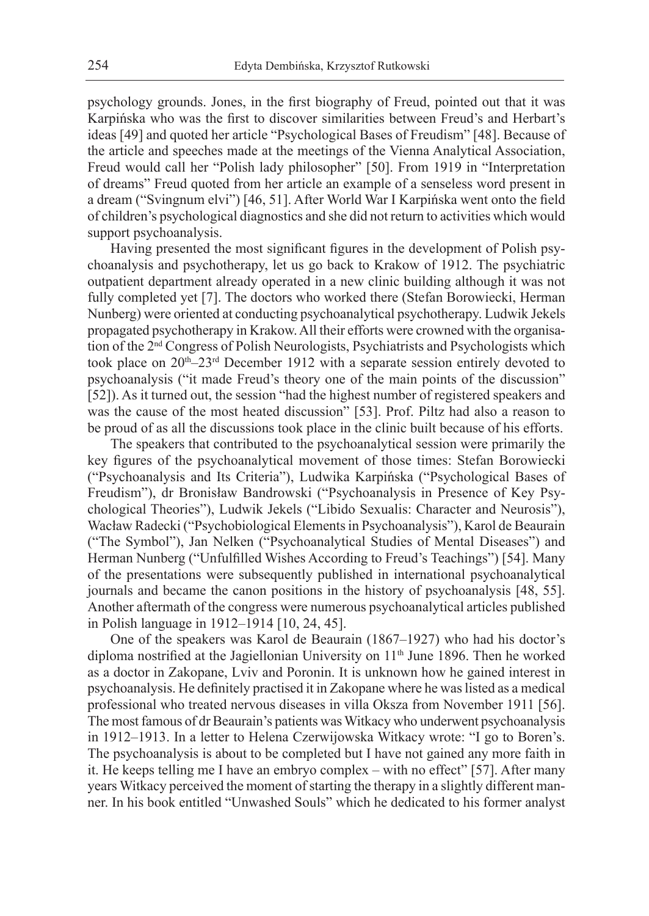psychology grounds. Jones, in the first biography of Freud, pointed out that it was Karpińska who was the first to discover similarities between Freud's and Herbart's ideas [49] and quoted her article "Psychological Bases of Freudism" [48]. Because of the article and speeches made at the meetings of the Vienna Analytical Association, Freud would call her "Polish lady philosopher" [50]. From 1919 in "Interpretation of dreams" Freud quoted from her article an example of a senseless word present in a dream ("Svingnum elvi") [46, 51]. After World War I Karpińska went onto the field of children's psychological diagnostics and she did not return to activities which would support psychoanalysis.

Having presented the most significant figures in the development of Polish psychoanalysis and psychotherapy, let us go back to Krakow of 1912. The psychiatric outpatient department already operated in a new clinic building although it was not fully completed yet [7]. The doctors who worked there (Stefan Borowiecki, Herman Nunberg) were oriented at conducting psychoanalytical psychotherapy. Ludwik Jekels propagated psychotherapy in Krakow. All their efforts were crowned with the organisation of the 2nd Congress of Polish Neurologists, Psychiatrists and Psychologists which took place on 20th–23rd December 1912 with a separate session entirely devoted to psychoanalysis ("it made Freud's theory one of the main points of the discussion" [52]). As it turned out, the session "had the highest number of registered speakers and was the cause of the most heated discussion" [53]. Prof. Piltz had also a reason to be proud of as all the discussions took place in the clinic built because of his efforts.

The speakers that contributed to the psychoanalytical session were primarily the key figures of the psychoanalytical movement of those times: Stefan Borowiecki ("Psychoanalysis and Its Criteria"), Ludwika Karpińska ("Psychological Bases of Freudism"), dr Bronisław Bandrowski ("Psychoanalysis in Presence of Key Psychological Theories"), Ludwik Jekels ("Libido Sexualis: Character and Neurosis"), Wacław Radecki ("Psychobiological Elements in Psychoanalysis"), Karol de Beaurain ("The Symbol"), Jan Nelken ("Psychoanalytical Studies of Mental Diseases") and Herman Nunberg ("Unfulfilled Wishes According to Freud's Teachings") [54]. Many of the presentations were subsequently published in international psychoanalytical journals and became the canon positions in the history of psychoanalysis [48, 55]. Another aftermath of the congress were numerous psychoanalytical articles published in Polish language in 1912–1914 [10, 24, 45].

One of the speakers was Karol de Beaurain (1867–1927) who had his doctor's diploma nostrified at the Jagiellonian University on 11th June 1896. Then he worked as a doctor in Zakopane, Lviv and Poronin. It is unknown how he gained interest in psychoanalysis. He definitely practised it in Zakopane where he was listed as a medical professional who treated nervous diseases in villa Oksza from November 1911 [56]. The most famous of dr Beaurain's patients was Witkacy who underwent psychoanalysis in 1912–1913. In a letter to Helena Czerwijowska Witkacy wrote: "I go to Boren's. The psychoanalysis is about to be completed but I have not gained any more faith in it. He keeps telling me I have an embryo complex – with no effect" [57]. After many years Witkacy perceived the moment of starting the therapy in a slightly different manner. In his book entitled "Unwashed Souls" which he dedicated to his former analyst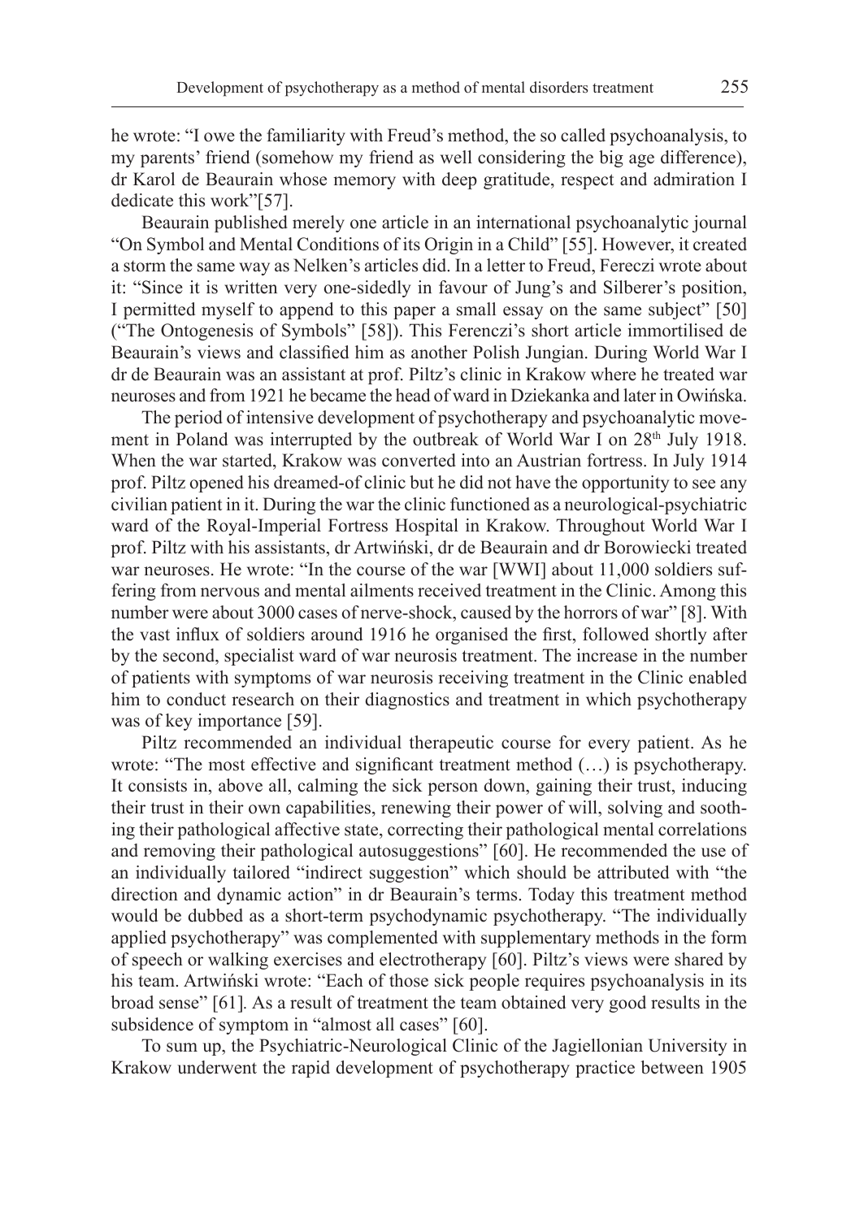he wrote: "I owe the familiarity with Freud's method, the so called psychoanalysis, to my parents' friend (somehow my friend as well considering the big age difference), dr Karol de Beaurain whose memory with deep gratitude, respect and admiration I dedicate this work"[57].

Beaurain published merely one article in an international psychoanalytic journal "On Symbol and Mental Conditions of its Origin in a Child" [55]. However, it created a storm the same way as Nelken's articles did. In a letter to Freud, Fereczi wrote about it: "Since it is written very one-sidedly in favour of Jung's and Silberer's position, I permitted myself to append to this paper a small essay on the same subject" [50] ("The Ontogenesis of Symbols" [58]). This Ferenczi's short article immortilised de Beaurain's views and classified him as another Polish Jungian. During World War I dr de Beaurain was an assistant at prof. Piltz's clinic in Krakow where he treated war neuroses and from 1921 he became the head of ward in Dziekanka and later in Owińska.

The period of intensive development of psychotherapy and psychoanalytic movement in Poland was interrupted by the outbreak of World War I on 28th July 1918. When the war started, Krakow was converted into an Austrian fortress. In July 1914 prof. Piltz opened his dreamed-of clinic but he did not have the opportunity to see any civilian patient in it. During the war the clinic functioned as a neurological-psychiatric ward of the Royal-Imperial Fortress Hospital in Krakow. Throughout World War I prof. Piltz with his assistants, dr Artwiński, dr de Beaurain and dr Borowiecki treated war neuroses. He wrote: "In the course of the war [WWI] about 11,000 soldiers suffering from nervous and mental ailments received treatment in the Clinic. Among this number were about 3000 cases of nerve-shock, caused by the horrors of war" [8]. With the vast influx of soldiers around 1916 he organised the first, followed shortly after by the second, specialist ward of war neurosis treatment. The increase in the number of patients with symptoms of war neurosis receiving treatment in the Clinic enabled him to conduct research on their diagnostics and treatment in which psychotherapy was of key importance [59].

Piltz recommended an individual therapeutic course for every patient. As he wrote: "The most effective and significant treatment method (…) is psychotherapy. It consists in, above all, calming the sick person down, gaining their trust, inducing their trust in their own capabilities, renewing their power of will, solving and soothing their pathological affective state, correcting their pathological mental correlations and removing their pathological autosuggestions" [60]. He recommended the use of an individually tailored "indirect suggestion" which should be attributed with "the direction and dynamic action" in dr Beaurain's terms. Today this treatment method would be dubbed as a short-term psychodynamic psychotherapy. "The individually applied psychotherapy" was complemented with supplementary methods in the form of speech or walking exercises and electrotherapy [60]. Piltz's views were shared by his team. Artwiński wrote: "Each of those sick people requires psychoanalysis in its broad sense" [61]. As a result of treatment the team obtained very good results in the subsidence of symptom in "almost all cases" [60].

To sum up, the Psychiatric-Neurological Clinic of the Jagiellonian University in Krakow underwent the rapid development of psychotherapy practice between 1905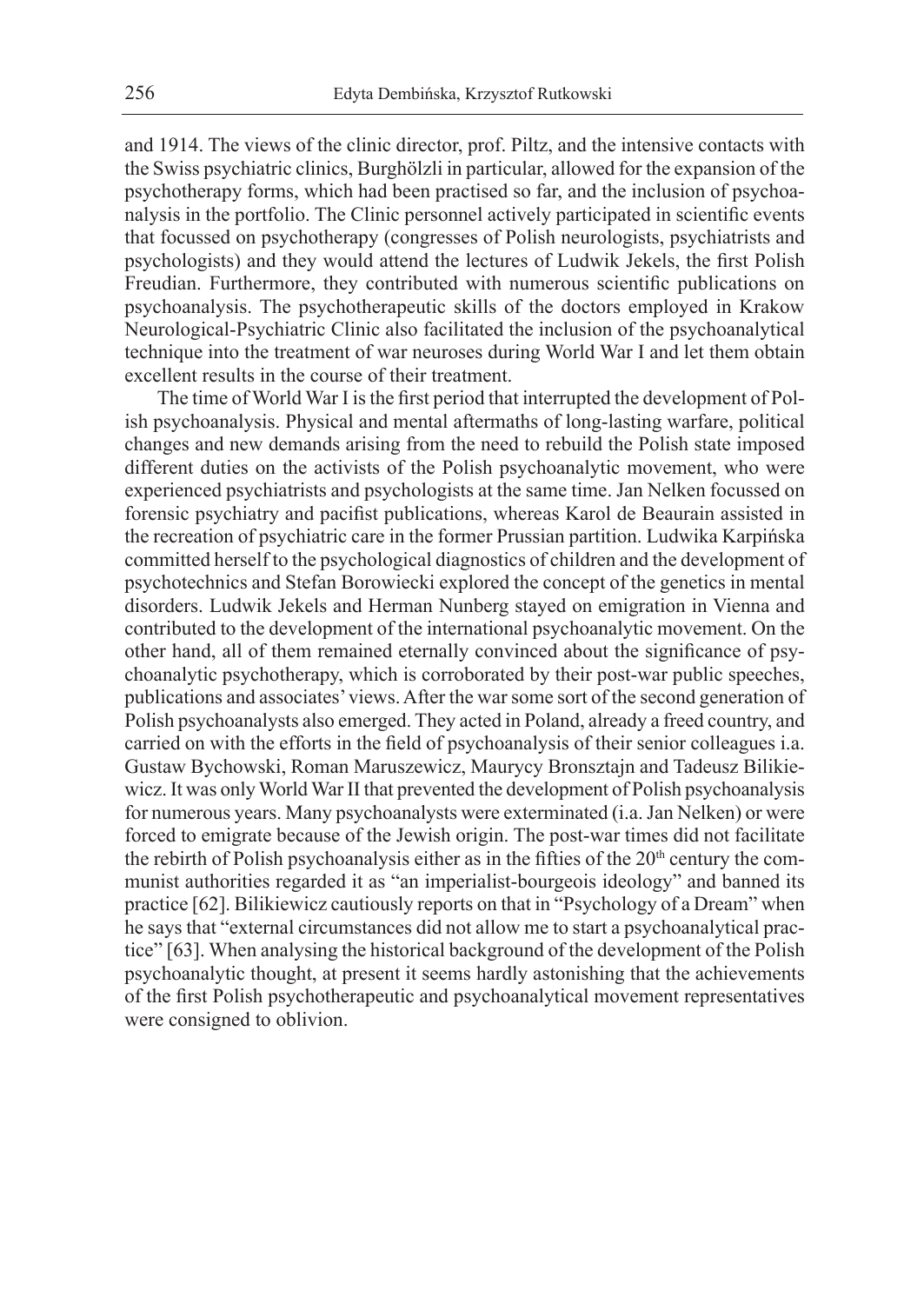and 1914. The views of the clinic director, prof. Piltz, and the intensive contacts with the Swiss psychiatric clinics, Burghölzli in particular, allowed for the expansion of the psychotherapy forms, which had been practised so far, and the inclusion of psychoanalysis in the portfolio. The Clinic personnel actively participated in scientific events that focussed on psychotherapy (congresses of Polish neurologists, psychiatrists and psychologists) and they would attend the lectures of Ludwik Jekels, the first Polish Freudian. Furthermore, they contributed with numerous scientific publications on psychoanalysis. The psychotherapeutic skills of the doctors employed in Krakow Neurological-Psychiatric Clinic also facilitated the inclusion of the psychoanalytical technique into the treatment of war neuroses during World War I and let them obtain excellent results in the course of their treatment.

The time of World War I is the first period that interrupted the development of Polish psychoanalysis. Physical and mental aftermaths of long-lasting warfare, political changes and new demands arising from the need to rebuild the Polish state imposed different duties on the activists of the Polish psychoanalytic movement, who were experienced psychiatrists and psychologists at the same time. Jan Nelken focussed on forensic psychiatry and pacifist publications, whereas Karol de Beaurain assisted in the recreation of psychiatric care in the former Prussian partition. Ludwika Karpińska committed herself to the psychological diagnostics of children and the development of psychotechnics and Stefan Borowiecki explored the concept of the genetics in mental disorders. Ludwik Jekels and Herman Nunberg stayed on emigration in Vienna and contributed to the development of the international psychoanalytic movement. On the other hand, all of them remained eternally convinced about the significance of psychoanalytic psychotherapy, which is corroborated by their post-war public speeches, publications and associates' views. After the war some sort of the second generation of Polish psychoanalysts also emerged. They acted in Poland, already a freed country, and carried on with the efforts in the field of psychoanalysis of their senior colleagues i.a. Gustaw Bychowski, Roman Maruszewicz, Maurycy Bronsztajn and Tadeusz Bilikiewicz. It was only World War II that prevented the development of Polish psychoanalysis for numerous years. Many psychoanalysts were exterminated (i.a. Jan Nelken) or were forced to emigrate because of the Jewish origin. The post-war times did not facilitate the rebirth of Polish psychoanalysis either as in the fifties of the 20th century the communist authorities regarded it as "an imperialist-bourgeois ideology" and banned its practice [62]. Bilikiewicz cautiously reports on that in "Psychology of a Dream" when he says that "external circumstances did not allow me to start a psychoanalytical practice" [63]. When analysing the historical background of the development of the Polish psychoanalytic thought, at present it seems hardly astonishing that the achievements of the first Polish psychotherapeutic and psychoanalytical movement representatives were consigned to oblivion.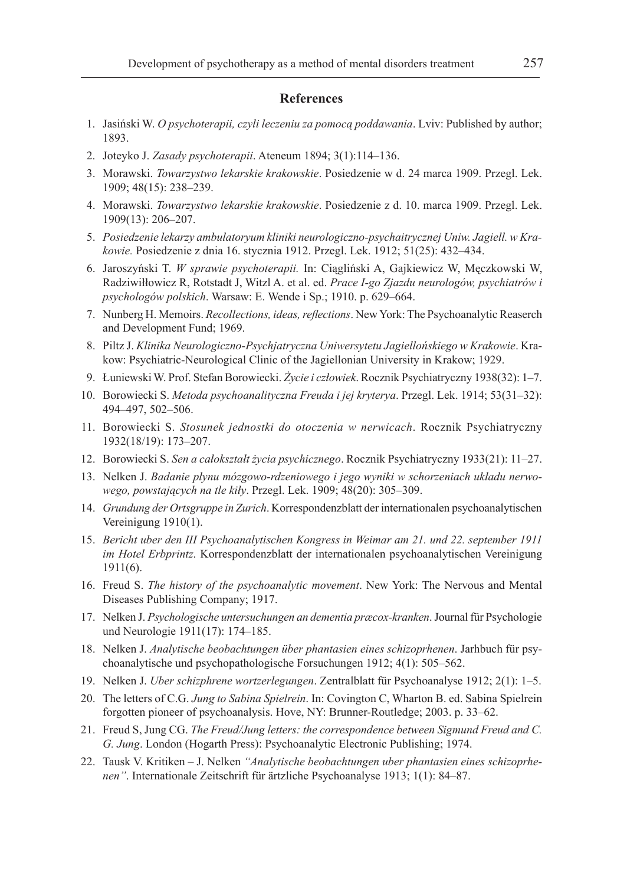## References

1. Jasiński W. *O psychoterapii, czyli leczeniu za pomocą poddawania*. Lviv: Published by author; 1893.
2. Joteyko J. *Zasady psychoterapii*. Ateneum 1894; 3(1):114–136.
3. Morawski. *Towarzystwo lekarskie krakowskie*. Posiedzenie w d. 24 marca 1909. Przegl. Lek. 1909; 48(15): 238–239.
4. Morawski. *Towarzystwo lekarskie krakowskie*. Posiedzenie z d. 10. marca 1909. Przegl. Lek. 1909(13): 206–207.
5. *Posiedzenie lekarzy ambulatoryum kliniki neurologiczno-psychaitrycznej Uniw. Jagiell. w Krakowie.* Posiedzenie z dnia 16. stycznia 1912. Przegl. Lek. 1912; 51(25): 432–434.
6. Jaroszyński T. *W sprawie psychoterapii.* In: Ciągliński A, Gajkiewicz W, Męczkowski W, Radziwiłłowicz R, Rotstadt J, Witzl A. et al. ed. *Prace I-go Zjazdu neurologów, psychiatrów i psychologów polskich*. Warsaw: E. Wende i Sp.; 1910. p. 629–664.
7. Nunberg H. Memoirs. *Recollections, ideas, reflections*. New York: The Psychoanalytic Reaserch and Development Fund; 1969.
8. Piltz J. *Klinika Neurologiczno-Psychjatryczna Uniwersytetu Jagiellońskiego w Krakowie*. Krakow: Psychiatric-Neurological Clinic of the Jagiellonian University in Krakow; 1929.
9. Łuniewski W. Prof. Stefan Borowiecki. *Życie i człowiek*. Rocznik Psychiatryczny 1938(32): 1–7.
10. Borowiecki S. *Metoda psychoanalityczna Freuda i jej kryterya*. Przegl. Lek. 1914; 53(31–32): 494–497, 502–506.
11. Borowiecki S. *Stosunek jednostki do otoczenia w nerwicach*. Rocznik Psychiatryczny 1932(18/19): 173–207.
12. Borowiecki S. *Sen a całokształt życia psychicznego*. Rocznik Psychiatryczny 1933(21): 11–27.
13. Nelken J. *Badanie płynu mózgowo-rdzeniowego i jego wyniki w schorzeniach układu nerwowego, powstających na tle kiły*. Przegl. Lek. 1909; 48(20): 305–309.
14. *Grundung der Ortsgruppe in Zurich*. Korrespondenzblatt der internationalen psychoanalytischen Vereinigung 1910(1).
15. *Bericht uber den III Psychoanalytischen Kongress in Weimar am 21. und 22. september 1911 im Hotel Erbprintz*. Korrespondenzblatt der internationalen psychoanalytischen Vereinigung 1911(6).
16. Freud S. *The history of the psychoanalytic movement*. New York: The Nervous and Mental Diseases Publishing Company; 1917.
17. Nelken J. *Psychologische untersuchungen an dementia præcox-kranken*. Journal für Psychologie und Neurologie 1911(17): 174–185.
18. Nelken J. *Analytische beobachtungen über phantasien eines schizoprhenen*. Jarhbuch für psychoanalytische und psychopathologische Forsuchungen 1912; 4(1): 505–562.
19. Nelken J. *Uber schizphrene wortzerlegungen*. Zentralblatt für Psychoanalyse 1912; 2(1): 1–5.
20. The letters of C.G. *Jung to Sabina Spielrein*. In: Covington C, Wharton B. ed. Sabina Spielrein forgotten pioneer of psychoanalysis. Hove, NY: Brunner-Routledge; 2003. p. 33–62.
21. Freud S, Jung CG. *The Freud/Jung letters: the correspondence between Sigmund Freud and C. G. Jung*. London (Hogarth Press): Psychoanalytic Electronic Publishing; 1974.
22. Tausk V. Kritiken – J. Nelken *"Analytische beobachtungen uber phantasien eines schizoprhenen"*. Internationale Zeitschrift für ärtzliche Psychoanalyse 1913; 1(1): 84–87.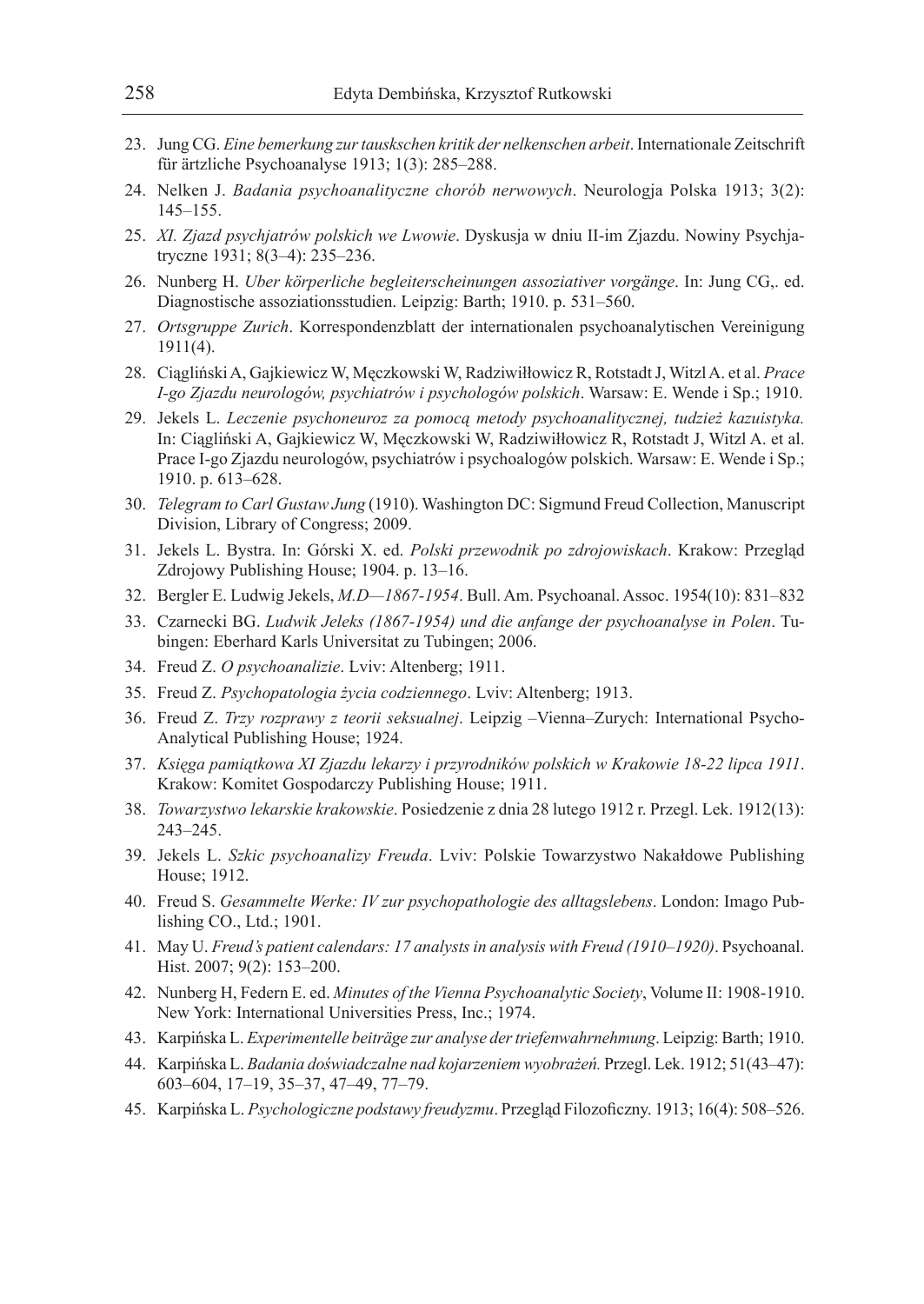23. Jung CG. *Eine bemerkung zur tauskschen kritik der nelkenschen arbeit*. Internationale Zeitschrift für ärtzliche Psychoanalyse 1913; 1(3): 285–288.
24. Nelken J. *Badania psychoanalityczne chorób nerwowych*. Neurologja Polska 1913; 3(2): 145–155.
25. *XI. Zjazd psychjatrów polskich we Lwowie*. Dyskusja w dniu II-im Zjazdu. Nowiny Psychjatryczne 1931; 8(3–4): 235–236.
26. Nunberg H. *Uber körperliche begleiterscheinungen assoziativer vorgänge*. In: Jung CG,. ed. Diagnostische assoziationsstudien. Leipzig: Barth; 1910. p. 531–560.
27. *Ortsgruppe Zurich*. Korrespondenzblatt der internationalen psychoanalytischen Vereinigung 1911(4).
28. Ciągliński A, Gajkiewicz W, Męczkowski W, Radziwiłłowicz R, Rotstadt J, Witzl A. et al. *Prace I-go Zjazdu neurologów, psychiatrów i psychologów polskich*. Warsaw: E. Wende i Sp.; 1910.
29. Jekels L. *Leczenie psychoneuroz za pomocą metody psychoanalitycznej, tudzież kazuistyka.* In: Ciągliński A, Gajkiewicz W, Męczkowski W, Radziwiłłowicz R, Rotstadt J, Witzl A. et al. Prace I-go Zjazdu neurologów, psychiatrów i psychoalogów polskich. Warsaw: E. Wende i Sp.; 1910. p. 613–628.
30. *Telegram to Carl Gustaw Jung* (1910). Washington DC: Sigmund Freud Collection, Manuscript Division, Library of Congress; 2009.
31. Jekels L. Bystra. In: Górski X. ed. *Polski przewodnik po zdrojowiskach*. Krakow: Przegląd Zdrojowy Publishing House; 1904. p. 13–16.
32. Bergler E. Ludwig Jekels, *M.D—1867-1954*. Bull. Am. Psychoanal. Assoc. 1954(10): 831–832
33. Czarnecki BG. *Ludwik Jeleks (1867-1954) und die anfange der psychoanalyse in Polen*. Tubingen: Eberhard Karls Universitat zu Tubingen; 2006.
34. Freud Z. *O psychoanalizie*. Lviv: Altenberg; 1911.
35. Freud Z. *Psychopatologia życia codziennego*. Lviv: Altenberg; 1913.
36. Freud Z. *Trzy rozprawy z teorii seksualnej*. Leipzig –Vienna–Zurych: International Psycho-Analytical Publishing House; 1924.
37. *Księga pamiątkowa XI Zjazdu lekarzy i przyrodników polskich w Krakowie 18-22 lipca 1911*. Krakow: Komitet Gospodarczy Publishing House; 1911.
38. *Towarzystwo lekarskie krakowskie*. Posiedzenie z dnia 28 lutego 1912 r. Przegl. Lek. 1912(13): 243–245.
39. Jekels L. *Szkic psychoanalizy Freuda*. Lviv: Polskie Towarzystwo Nakładowe Publishing House; 1912.
40. Freud S. *Gesammelte Werke: IV zur psychopathologie des alltagslebens*. London: Imago Publishing CO., Ltd.; 1901.
41. May U. *Freud's patient calendars: 17 analysts in analysis with Freud (1910–1920)*. Psychoanal. Hist. 2007; 9(2): 153–200.
42. Nunberg H, Federn E. ed. *Minutes of the Vienna Psychoanalytic Society*, Volume II: 1908-1910. New York: International Universities Press, Inc.; 1974.
43. Karpińska L. *Experimentelle beiträge zur analyse der triefenwahrnehmung*. Leipzig: Barth; 1910.
44. Karpińska L. *Badania doświadczalne nad kojarzeniem wyobrażeń.* Przegl. Lek. 1912; 51(43–47): 603–604, 17–19, 35–37, 47–49, 77–79.
45. Karpińska L. *Psychologiczne podstawy freudyzmu*. Przegląd Filozoficzny. 1913; 16(4): 508–526.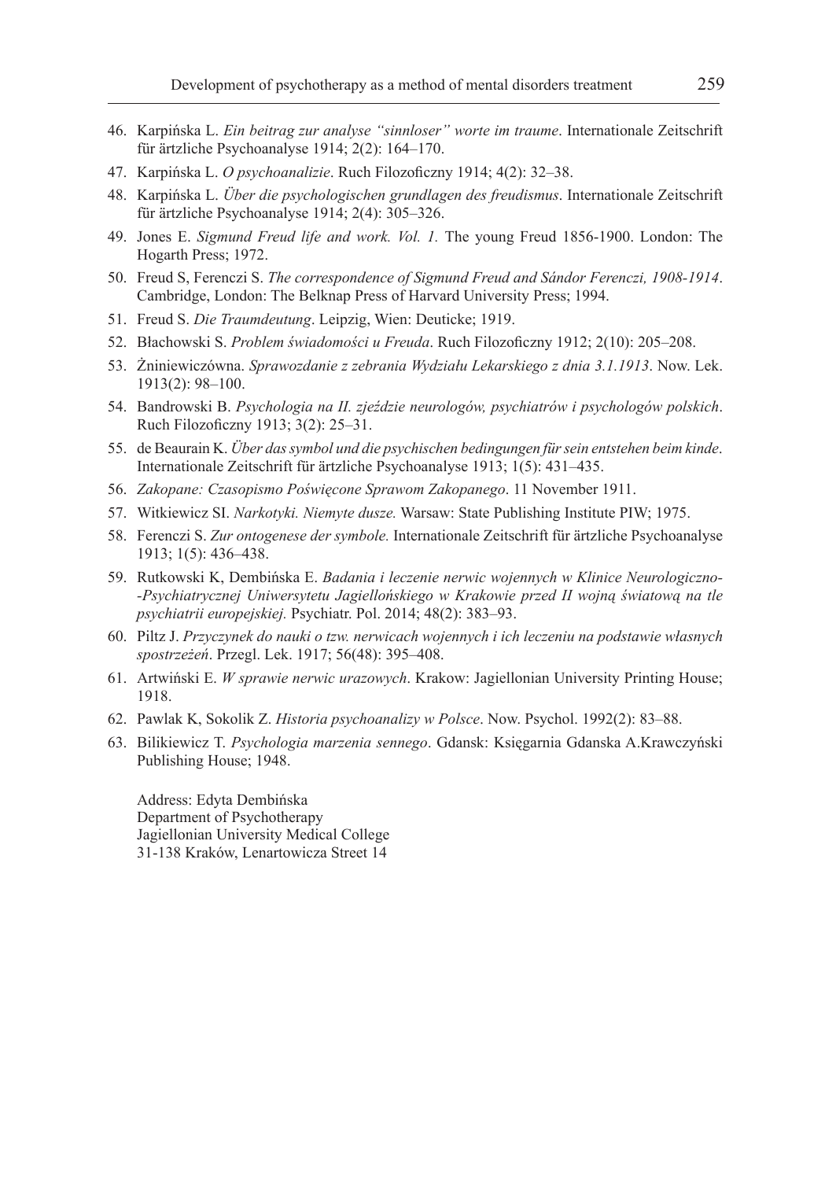46. Karpińska L. *Ein beitrag zur analyse "sinnloser" worte im traume*. Internationale Zeitschrift für ärtzliche Psychoanalyse 1914; 2(2): 164–170.
47. Karpińska L. *O psychoanalizie*. Ruch Filozoficzny 1914; 4(2): 32–38.
48. Karpińska L. *Über die psychologischen grundlagen des freudismus*. Internationale Zeitschrift für ärtzliche Psychoanalyse 1914; 2(4): 305–326.
49. Jones E. *Sigmund Freud life and work. Vol. 1.* The young Freud 1856-1900. London: The Hogarth Press; 1972.
50. Freud S, Ferenczi S. *The correspondence of Sigmund Freud and Sándor Ferenczi, 1908-1914*. Cambridge, London: The Belknap Press of Harvard University Press; 1994.
51. Freud S. *Die Traumdeutung*. Leipzig, Wien: Deuticke; 1919.
52. Błachowski S. *Problem świadomości u Freuda*. Ruch Filozoficzny 1912; 2(10): 205–208.
53. Żniniewiczówna. *Sprawozdanie z zebrania Wydziału Lekarskiego z dnia 3.1.1913*. Now. Lek. 1913(2): 98–100.
54. Bandrowski B. *Psychologia na II. zjeździe neurologów, psychiatrów i psychologów polskich*. Ruch Filozoficzny 1913; 3(2): 25–31.
55. de Beaurain K. *Über das symbol und die psychischen bedingungen für sein entstehen beim kinde*. Internationale Zeitschrift für ärtzliche Psychoanalyse 1913; 1(5): 431–435.
56. *Zakopane: Czasopismo Poświęcone Sprawom Zakopanego*. 11 November 1911.
57. Witkiewicz SI. *Narkotyki. Niemyte dusze.* Warsaw: State Publishing Institute PIW; 1975.
58. Ferenczi S. *Zur ontogenese der symbole.* Internationale Zeitschrift für ärtzliche Psychoanalyse 1913; 1(5): 436–438.
59. Rutkowski K, Dembińska E. *Badania i leczenie nerwic wojennych w Klinice Neurologiczno--Psychiatrycznej Uniwersytetu Jagiellońskiego w Krakowie przed II wojną światową na tle psychiatrii europejskiej.* Psychiatr. Pol. 2014; 48(2): 383–93.
60. Piltz J. *Przyczynek do nauki o tzw. nerwicach wojennych i ich leczeniu na podstawie własnych spostrzeżeń*. Przegl. Lek. 1917; 56(48): 395–408.
61. Artwiński E. *W sprawie nerwic urazowych*. Krakow: Jagiellonian University Printing House; 1918.
62. Pawlak K, Sokolik Z. *Historia psychoanalizy w Polsce*. Now. Psychol. 1992(2): 83–88.
63. Bilikiewicz T. *Psychologia marzenia sennego*. Gdansk: Księgarnia Gdanska A.Krawczyński Publishing House; 1948.

Address: Edyta Dembińska
Department of Psychotherapy
Jagiellonian University Medical College
31-138 Kraków, Lenartowicza Street 14